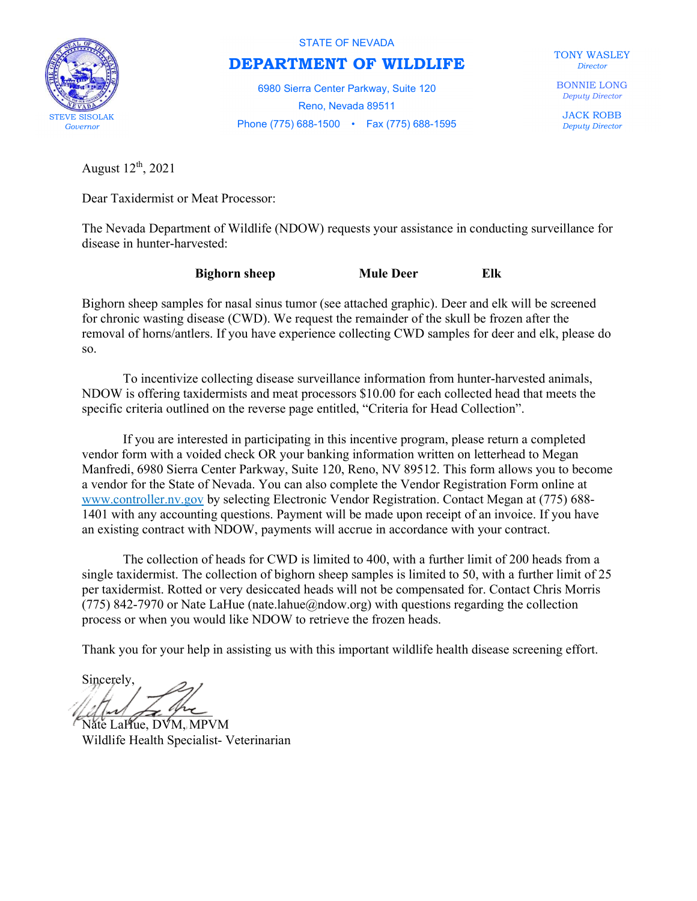STEVE SISOLAK
*Governor*

STATE OF NEVADA

# DEPARTMENT OF WILDLIFE

6980 Sierra Center Parkway, Suite 120
Reno, Nevada 89511
Phone (775) 688-1500 • Fax (775) 688-1595

TONY WASLEY
*Director*

BONNIE LONG
*Deputy Director*

JACK ROBB
*Deputy Director*

August 12th, 2021

Dear Taxidermist or Meat Processor:

The Nevada Department of Wildlife (NDOW) requests your assistance in conducting surveillance for disease in hunter-harvested:

**Bighorn sheep** **Mule Deer** **Elk**

Bighorn sheep samples for nasal sinus tumor (see attached graphic). Deer and elk will be screened for chronic wasting disease (CWD). We request the remainder of the skull be frozen after the removal of horns/antlers. If you have experience collecting CWD samples for deer and elk, please do so.

To incentivize collecting disease surveillance information from hunter-harvested animals, NDOW is offering taxidermists and meat processors $10.00 for each collected head that meets the specific criteria outlined on the reverse page entitled, "Criteria for Head Collection".

If you are interested in participating in this incentive program, please return a completed vendor form with a voided check OR your banking information written on letterhead to Megan Manfredi, 6980 Sierra Center Parkway, Suite 120, Reno, NV 89512. This form allows you to become a vendor for the State of Nevada. You can also complete the Vendor Registration Form online at www.controller.nv.gov by selecting Electronic Vendor Registration. Contact Megan at (775) 688-1401 with any accounting questions. Payment will be made upon receipt of an invoice. If you have an existing contract with NDOW, payments will accrue in accordance with your contract.

The collection of heads for CWD is limited to 400, with a further limit of 200 heads from a single taxidermist. The collection of bighorn sheep samples is limited to 50, with a further limit of 25 per taxidermist. Rotted or very desiccated heads will not be compensated for. Contact Chris Morris (775) 842-7970 or Nate LaHue (nate.lahue@ndow.org) with questions regarding the collection process or when you would like NDOW to retrieve the frozen heads.

Thank you for your help in assisting us with this important wildlife health disease screening effort.

Sincerely,

Nate LaHue, DVM, MPVM
Wildlife Health Specialist- Veterinarian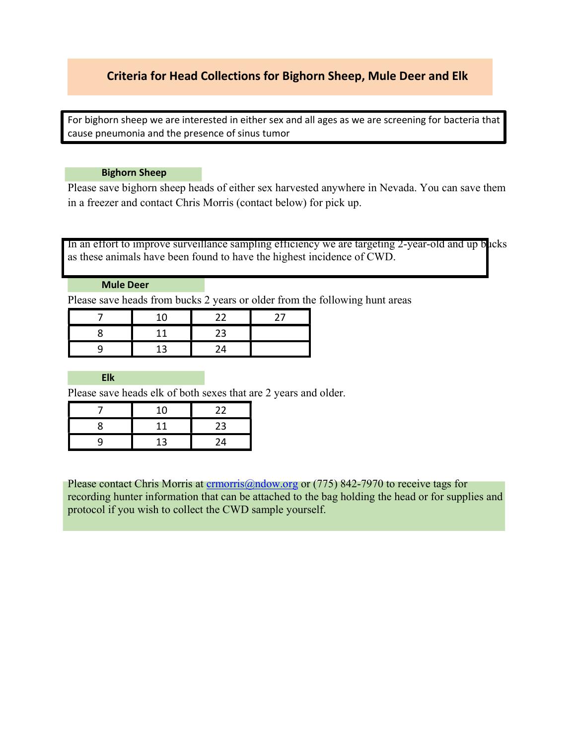# Criteria for Head Collections for Bighorn Sheep, Mule Deer and Elk

For bighorn sheep we are interested in either sex and all ages as we are screening for bacteria that cause pneumonia and the presence of sinus tumor

**Bighorn Sheep**

Please save bighorn sheep heads of either sex harvested anywhere in Nevada. You can save them in a freezer and contact Chris Morris (contact below) for pick up.

In an effort to improve surveillance sampling efficiency we are targeting 2-year-old and up bucks as these animals have been found to have the highest incidence of CWD.

**Mule Deer**

Please save heads from bucks 2 years or older from the following hunt areas

| | | | |
|---|---|---|---|
| 7 | 10 | 22 | 27 |
| 8 | 11 | 23 | |
| 9 | 13 | 24 | |

**Elk**

Please save heads elk of both sexes that are 2 years and older.

| | | |
|---|---|---|
| 7 | 10 | 22 |
| 8 | 11 | 23 |
| 9 | 13 | 24 |

Please contact Chris Morris at crmorris@ndow.org or (775) 842-7970 to receive tags for recording hunter information that can be attached to the bag holding the head or for supplies and protocol if you wish to collect the CWD sample yourself.